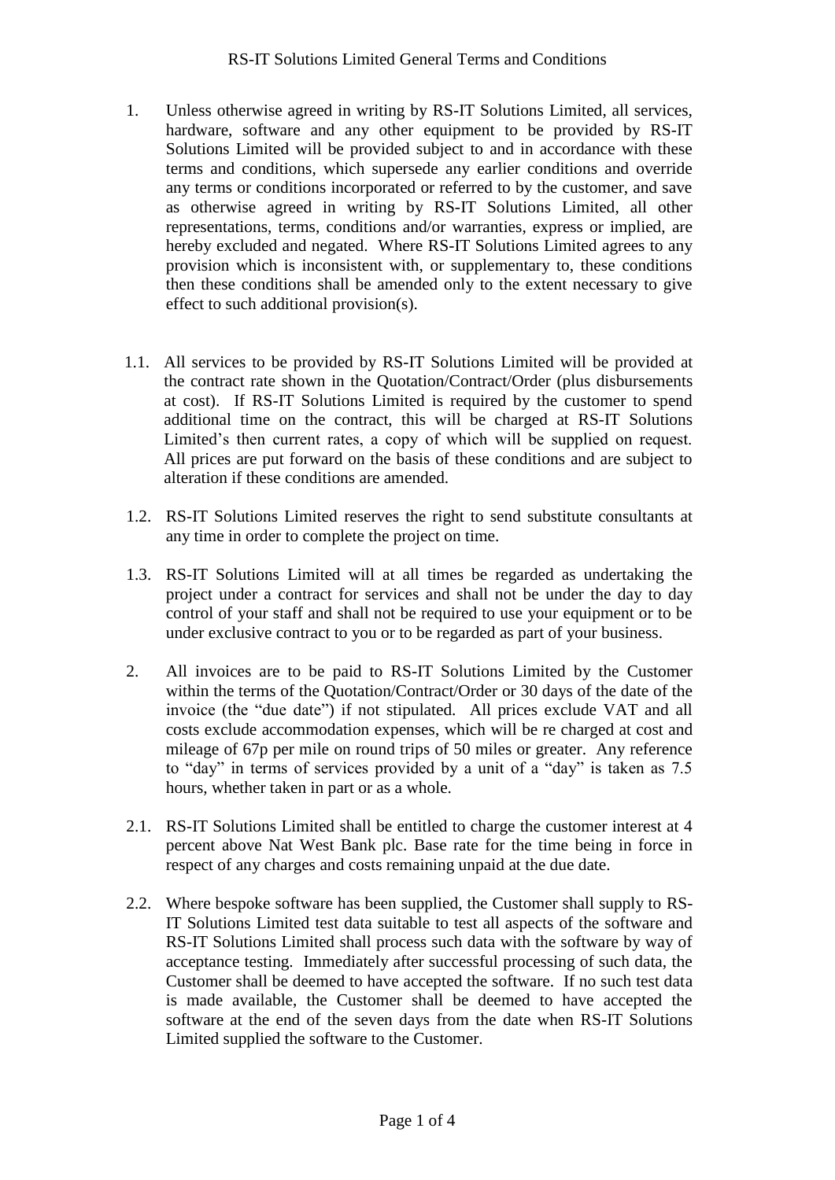# RS-IT Solutions Limited General Terms and Conditions

1. Unless otherwise agreed in writing by RS-IT Solutions Limited, all services, hardware, software and any other equipment to be provided by RS-IT Solutions Limited will be provided subject to and in accordance with these terms and conditions, which supersede any earlier conditions and override any terms or conditions incorporated or referred to by the customer, and save as otherwise agreed in writing by RS-IT Solutions Limited, all other representations, terms, conditions and/or warranties, express or implied, are hereby excluded and negated. Where RS-IT Solutions Limited agrees to any provision which is inconsistent with, or supplementary to, these conditions then these conditions shall be amended only to the extent necessary to give effect to such additional provision(s).

1.1. All services to be provided by RS-IT Solutions Limited will be provided at the contract rate shown in the Quotation/Contract/Order (plus disbursements at cost). If RS-IT Solutions Limited is required by the customer to spend additional time on the contract, this will be charged at RS-IT Solutions Limited's then current rates, a copy of which will be supplied on request. All prices are put forward on the basis of these conditions and are subject to alteration if these conditions are amended.

1.2. RS-IT Solutions Limited reserves the right to send substitute consultants at any time in order to complete the project on time.

1.3. RS-IT Solutions Limited will at all times be regarded as undertaking the project under a contract for services and shall not be under the day to day control of your staff and shall not be required to use your equipment or to be under exclusive contract to you or to be regarded as part of your business.

2. All invoices are to be paid to RS-IT Solutions Limited by the Customer within the terms of the Quotation/Contract/Order or 30 days of the date of the invoice (the "due date") if not stipulated. All prices exclude VAT and all costs exclude accommodation expenses, which will be re charged at cost and mileage of 67p per mile on round trips of 50 miles or greater. Any reference to "day" in terms of services provided by a unit of a "day" is taken as 7.5 hours, whether taken in part or as a whole.

2.1. RS-IT Solutions Limited shall be entitled to charge the customer interest at 4 percent above Nat West Bank plc. Base rate for the time being in force in respect of any charges and costs remaining unpaid at the due date.

2.2. Where bespoke software has been supplied, the Customer shall supply to RS-IT Solutions Limited test data suitable to test all aspects of the software and RS-IT Solutions Limited shall process such data with the software by way of acceptance testing. Immediately after successful processing of such data, the Customer shall be deemed to have accepted the software. If no such test data is made available, the Customer shall be deemed to have accepted the software at the end of the seven days from the date when RS-IT Solutions Limited supplied the software to the Customer.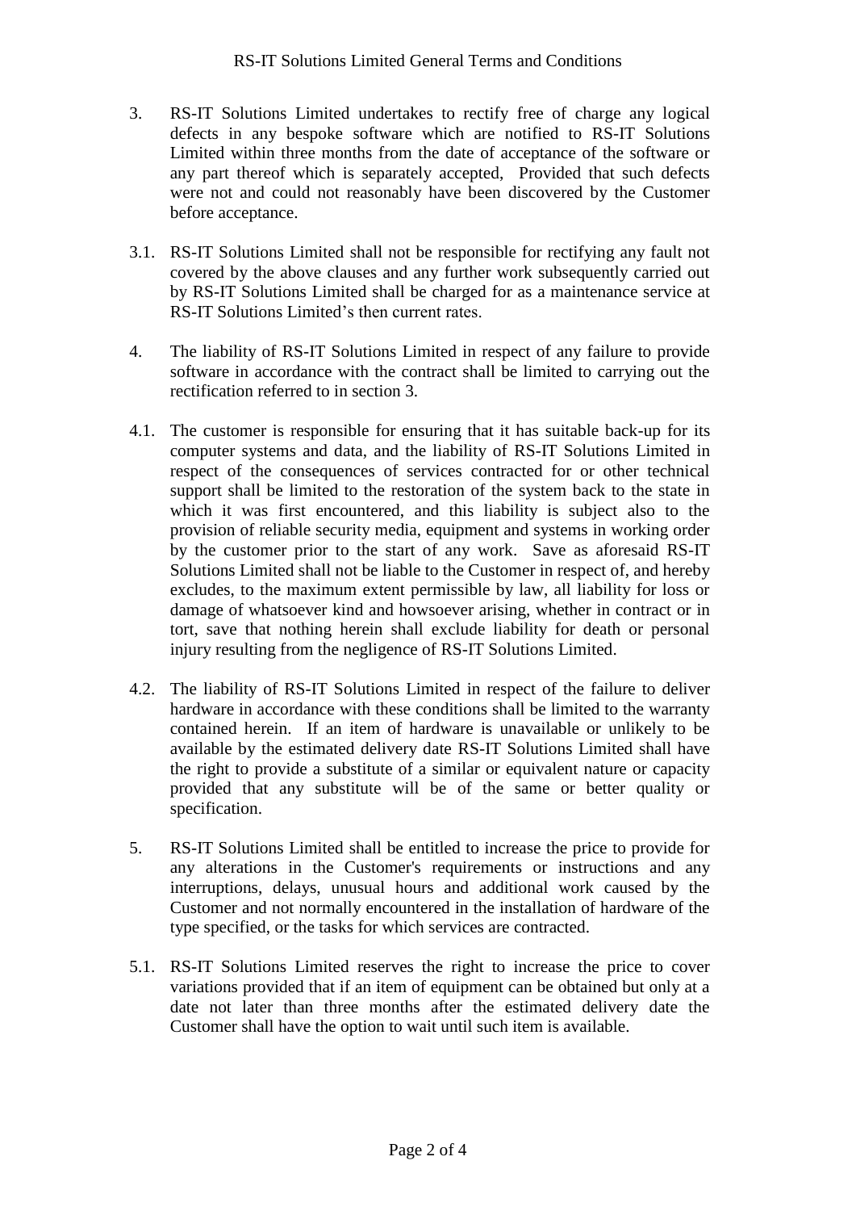3. RS-IT Solutions Limited undertakes to rectify free of charge any logical defects in any bespoke software which are notified to RS-IT Solutions Limited within three months from the date of acceptance of the software or any part thereof which is separately accepted, Provided that such defects were not and could not reasonably have been discovered by the Customer before acceptance.

3.1. RS-IT Solutions Limited shall not be responsible for rectifying any fault not covered by the above clauses and any further work subsequently carried out by RS-IT Solutions Limited shall be charged for as a maintenance service at RS-IT Solutions Limited's then current rates.

4. The liability of RS-IT Solutions Limited in respect of any failure to provide software in accordance with the contract shall be limited to carrying out the rectification referred to in section 3.

4.1. The customer is responsible for ensuring that it has suitable back-up for its computer systems and data, and the liability of RS-IT Solutions Limited in respect of the consequences of services contracted for or other technical support shall be limited to the restoration of the system back to the state in which it was first encountered, and this liability is subject also to the provision of reliable security media, equipment and systems in working order by the customer prior to the start of any work. Save as aforesaid RS-IT Solutions Limited shall not be liable to the Customer in respect of, and hereby excludes, to the maximum extent permissible by law, all liability for loss or damage of whatsoever kind and howsoever arising, whether in contract or in tort, save that nothing herein shall exclude liability for death or personal injury resulting from the negligence of RS-IT Solutions Limited.

4.2. The liability of RS-IT Solutions Limited in respect of the failure to deliver hardware in accordance with these conditions shall be limited to the warranty contained herein. If an item of hardware is unavailable or unlikely to be available by the estimated delivery date RS-IT Solutions Limited shall have the right to provide a substitute of a similar or equivalent nature or capacity provided that any substitute will be of the same or better quality or specification.

5. RS-IT Solutions Limited shall be entitled to increase the price to provide for any alterations in the Customer's requirements or instructions and any interruptions, delays, unusual hours and additional work caused by the Customer and not normally encountered in the installation of hardware of the type specified, or the tasks for which services are contracted.

5.1. RS-IT Solutions Limited reserves the right to increase the price to cover variations provided that if an item of equipment can be obtained but only at a date not later than three months after the estimated delivery date the Customer shall have the option to wait until such item is available.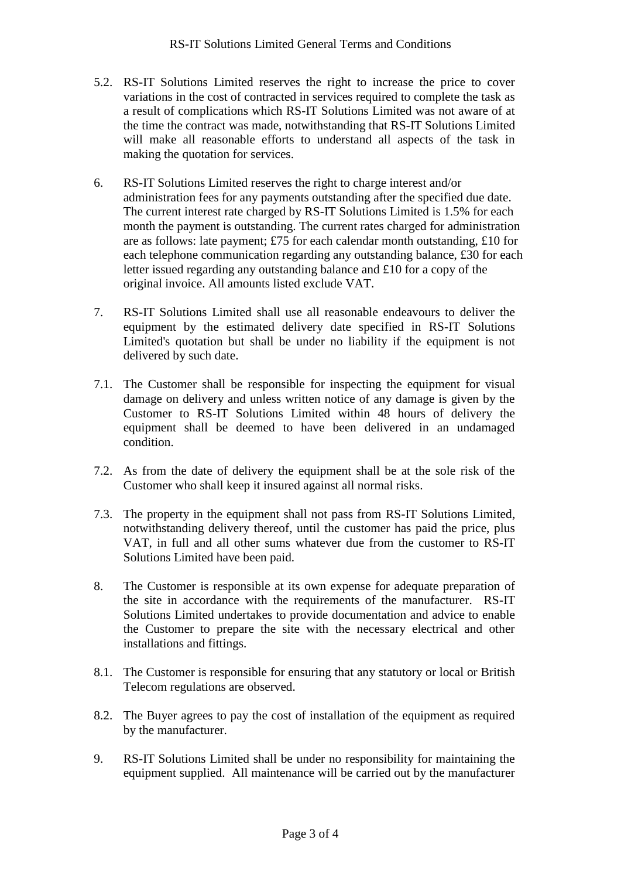5.2. RS-IT Solutions Limited reserves the right to increase the price to cover variations in the cost of contracted in services required to complete the task as a result of complications which RS-IT Solutions Limited was not aware of at the time the contract was made, notwithstanding that RS-IT Solutions Limited will make all reasonable efforts to understand all aspects of the task in making the quotation for services.

6. RS-IT Solutions Limited reserves the right to charge interest and/or administration fees for any payments outstanding after the specified due date. The current interest rate charged by RS-IT Solutions Limited is 1.5% for each month the payment is outstanding. The current rates charged for administration are as follows: late payment; £75 for each calendar month outstanding, £10 for each telephone communication regarding any outstanding balance, £30 for each letter issued regarding any outstanding balance and £10 for a copy of the original invoice. All amounts listed exclude VAT.

7. RS-IT Solutions Limited shall use all reasonable endeavours to deliver the equipment by the estimated delivery date specified in RS-IT Solutions Limited's quotation but shall be under no liability if the equipment is not delivered by such date.

7.1. The Customer shall be responsible for inspecting the equipment for visual damage on delivery and unless written notice of any damage is given by the Customer to RS-IT Solutions Limited within 48 hours of delivery the equipment shall be deemed to have been delivered in an undamaged condition.

7.2. As from the date of delivery the equipment shall be at the sole risk of the Customer who shall keep it insured against all normal risks.

7.3. The property in the equipment shall not pass from RS-IT Solutions Limited, notwithstanding delivery thereof, until the customer has paid the price, plus VAT, in full and all other sums whatever due from the customer to RS-IT Solutions Limited have been paid.

8. The Customer is responsible at its own expense for adequate preparation of the site in accordance with the requirements of the manufacturer. RS-IT Solutions Limited undertakes to provide documentation and advice to enable the Customer to prepare the site with the necessary electrical and other installations and fittings.

8.1. The Customer is responsible for ensuring that any statutory or local or British Telecom regulations are observed.

8.2. The Buyer agrees to pay the cost of installation of the equipment as required by the manufacturer.

9. RS-IT Solutions Limited shall be under no responsibility for maintaining the equipment supplied. All maintenance will be carried out by the manufacturer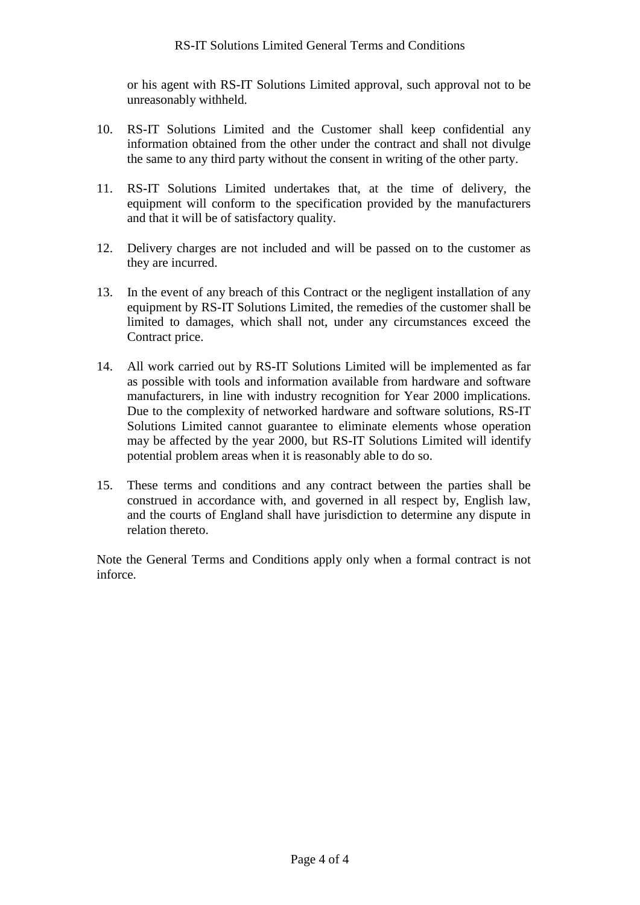or his agent with RS-IT Solutions Limited approval, such approval not to be unreasonably withheld.

10. RS-IT Solutions Limited and the Customer shall keep confidential any information obtained from the other under the contract and shall not divulge the same to any third party without the consent in writing of the other party.

11. RS-IT Solutions Limited undertakes that, at the time of delivery, the equipment will conform to the specification provided by the manufacturers and that it will be of satisfactory quality.

12. Delivery charges are not included and will be passed on to the customer as they are incurred.

13. In the event of any breach of this Contract or the negligent installation of any equipment by RS-IT Solutions Limited, the remedies of the customer shall be limited to damages, which shall not, under any circumstances exceed the Contract price.

14. All work carried out by RS-IT Solutions Limited will be implemented as far as possible with tools and information available from hardware and software manufacturers, in line with industry recognition for Year 2000 implications. Due to the complexity of networked hardware and software solutions, RS-IT Solutions Limited cannot guarantee to eliminate elements whose operation may be affected by the year 2000, but RS-IT Solutions Limited will identify potential problem areas when it is reasonably able to do so.

15. These terms and conditions and any contract between the parties shall be construed in accordance with, and governed in all respect by, English law, and the courts of England shall have jurisdiction to determine any dispute in relation thereto.

Note the General Terms and Conditions apply only when a formal contract is not inforce.